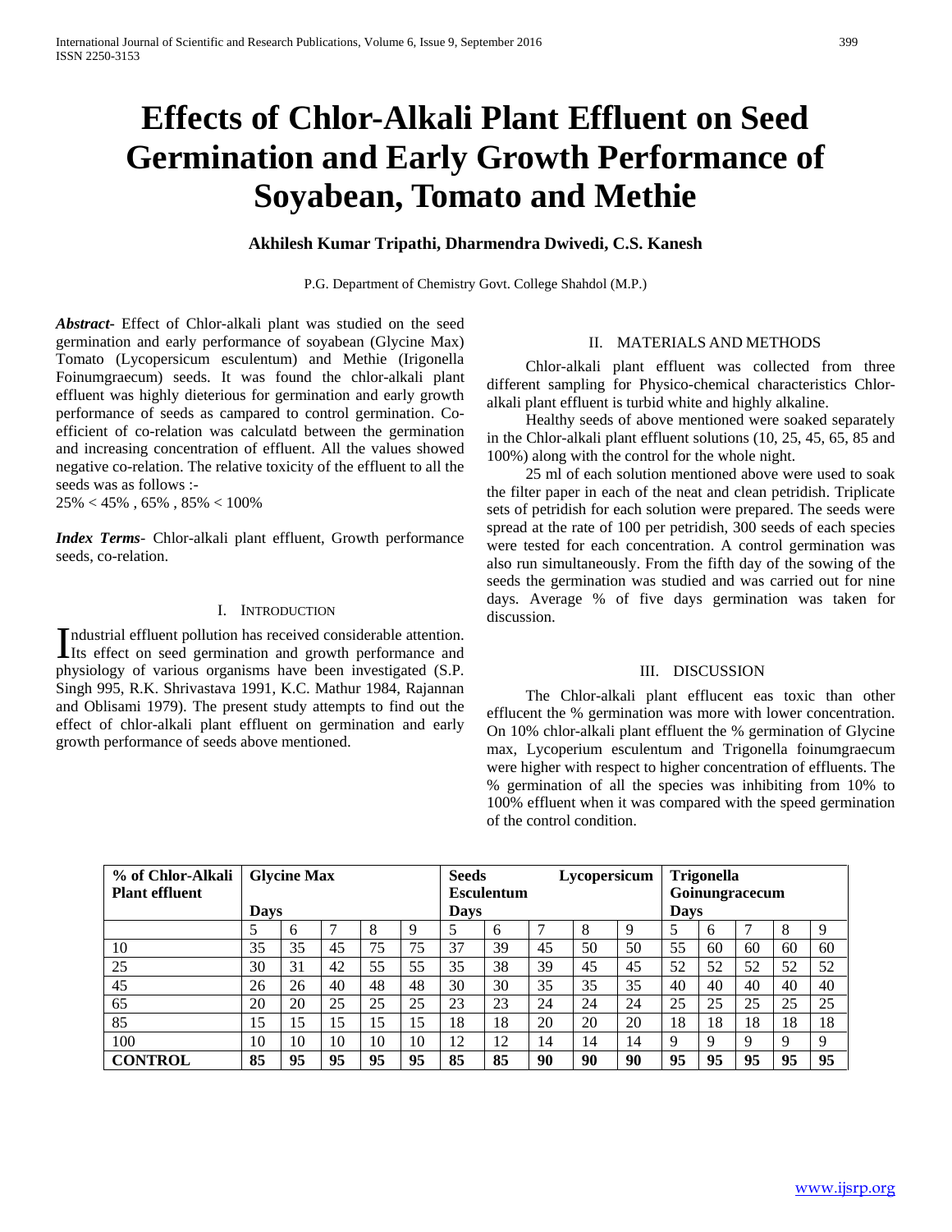# Effects of Chlor-Alkali Plant Effluent on Seed Germination and Early Growth Performance of Soyabean, Tomato and Methie

**Akhilesh Kumar Tripathi, Dharmendra Dwivedi, C.S. Kanesh**

P.G. Department of Chemistry Govt. College Shahdol (M.P.)

***Abstract***- Effect of Chlor-alkali plant was studied on the seed germination and early performance of soyabean (Glycine Max) Tomato (Lycopersicum esculentum) and Methie (Irigonella Foinumgraecum) seeds. It was found the chlor-alkali plant effluent was highly dieterious for germination and early growth performance of seeds as campared to control germination. Co-efficient of co-relation was calculatd between the germination and increasing concentration of effluent. All the values showed negative co-relation. The relative toxicity of the effluent to all the seeds was as follows :-

25% < 45% , 65% , 85% < 100%

***Index Terms***- Chlor-alkali plant effluent, Growth performance seeds, co-relation.

## I. Introduction

Industrial effluent pollution has received considerable attention. Its effect on seed germination and growth performance and physiology of various organisms have been investigated (S.P. Singh 995, R.K. Shrivastava 1991, K.C. Mathur 1984, Rajannan and Oblisami 1979). The present study attempts to find out the effect of chlor-alkali plant effluent on germination and early growth performance of seeds above mentioned.

## II. Materials and Methods

Chlor-alkali plant effluent was collected from three different sampling for Physico-chemical characteristics Chlor-alkali plant effluent is turbid white and highly alkaline.

Healthy seeds of above mentioned were soaked separately in the Chlor-alkali plant effluent solutions (10, 25, 45, 65, 85 and 100%) along with the control for the whole night.

25 ml of each solution mentioned above were used to soak the filter paper in each of the neat and clean petridish. Triplicate sets of petridish for each solution were prepared. The seeds were spread at the rate of 100 per petridish, 300 seeds of each species were tested for each concentration. A control germination was also run simultaneously. From the fifth day of the sowing of the seeds the germination was studied and was carried out for nine days. Average % of five days germination was taken for discussion.

## III. Discussion

The Chlor-alkali plant effluecent eas toxic than other effluecent the % germination was more with lower concentration. On 10% chlor-alkali plant effluent the % germination of Glycine max, Lycoperium esculentum and Trigonella foinumgraecum were higher with respect to higher concentration of effluents. The % germination of all the species was inhibiting from 10% to 100% effluent when it was compared with the speed germination of the control condition.

| **% of Chlor-Alkali Plant effluent** | **Glycine Max** | | | | | **Seeds Lycopersicum Esculentum** | | | | | **Trigonella Goinungracecum** | | | | |
|---|---|---|---|---|---|---|---|---|---|---|---|---|---|---|---|
| | **Days** | | | | | **Days** | | | | | **Days** | | | | |
| | 5 | 6 | 7 | 8 | 9 | 5 | 6 | 7 | 8 | 9 | 5 | 6 | 7 | 8 | 9 |
| 10 | 35 | 35 | 45 | 75 | 75 | 37 | 39 | 45 | 50 | 50 | 55 | 60 | 60 | 60 | 60 |
| 25 | 30 | 31 | 42 | 55 | 55 | 35 | 38 | 39 | 45 | 45 | 52 | 52 | 52 | 52 | 52 |
| 45 | 26 | 26 | 40 | 48 | 48 | 30 | 30 | 35 | 35 | 35 | 40 | 40 | 40 | 40 | 40 |
| 65 | 20 | 20 | 25 | 25 | 25 | 23 | 23 | 24 | 24 | 24 | 25 | 25 | 25 | 25 | 25 |
| 85 | 15 | 15 | 15 | 15 | 15 | 18 | 18 | 20 | 20 | 20 | 18 | 18 | 18 | 18 | 18 |
| 100 | 10 | 10 | 10 | 10 | 10 | 12 | 12 | 14 | 14 | 14 | 9 | 9 | 9 | 9 | 9 |
| **CONTROL** | **85** | **95** | **95** | **95** | **95** | **85** | **85** | **90** | **90** | **90** | **95** | **95** | **95** | **95** | **95** |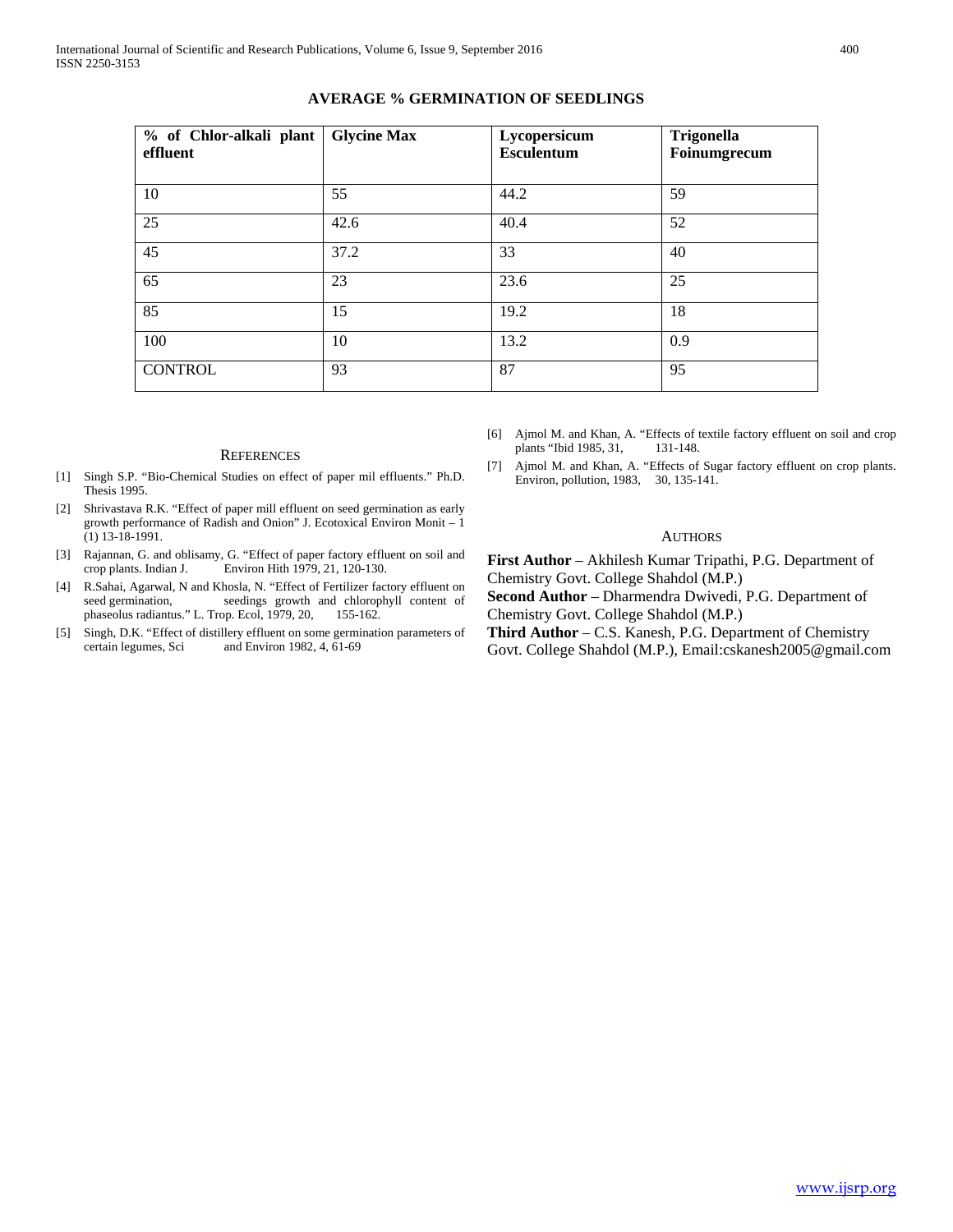**AVERAGE % GERMINATION OF SEEDLINGS**

| % of Chlor-alkali plant effluent | Glycine Max | Lycopersicum Esculentum | Trigonella Foinumgrecum |
|---|---|---|---|
| 10 | 55 | 44.2 | 59 |
| 25 | 42.6 | 40.4 | 52 |
| 45 | 37.2 | 33 | 40 |
| 65 | 23 | 23.6 | 25 |
| 85 | 15 | 19.2 | 18 |
| 100 | 10 | 13.2 | 0.9 |
| CONTROL | 93 | 87 | 95 |

## REFERENCES

[1] Singh S.P. "Bio-Chemical Studies on effect of paper mil effluents." Ph.D. Thesis 1995.

[2] Shrivastava R.K. "Effect of paper mill effluent on seed germination as early growth performance of Radish and Onion" J. Ecotoxical Environ Monit – 1 (1) 13-18-1991.

[3] Rajannan, G. and oblisamy, G. "Effect of paper factory effluent on soil and crop plants. Indian J. Environ Hith 1979, 21, 120-130.

[4] R.Sahai, Agarwal, N and Khosla, N. "Effect of Fertilizer factory effluent on seed germination, seedings growth and chlorophyll content of phaseolus radiantus." L. Trop. Ecol, 1979, 20, 155-162.

[5] Singh, D.K. "Effect of distillery effluent on some germination parameters of certain legumes, Sci and Environ 1982, 4, 61-69

[6] Ajmol M. and Khan, A. "Effects of textile factory effluent on soil and crop plants "Ibid 1985, 31, 131-148.

[7] Ajmol M. and Khan, A. "Effects of Sugar factory effluent on crop plants. Environ, pollution, 1983, 30, 135-141.

## AUTHORS

**First Author** – Akhilesh Kumar Tripathi, P.G. Department of Chemistry Govt. College Shahdol (M.P.)

**Second Author** – Dharmendra Dwivedi, P.G. Department of Chemistry Govt. College Shahdol (M.P.)

**Third Author** – C.S. Kanesh, P.G. Department of Chemistry Govt. College Shahdol (M.P.), Email:cskanesh2005@gmail.com